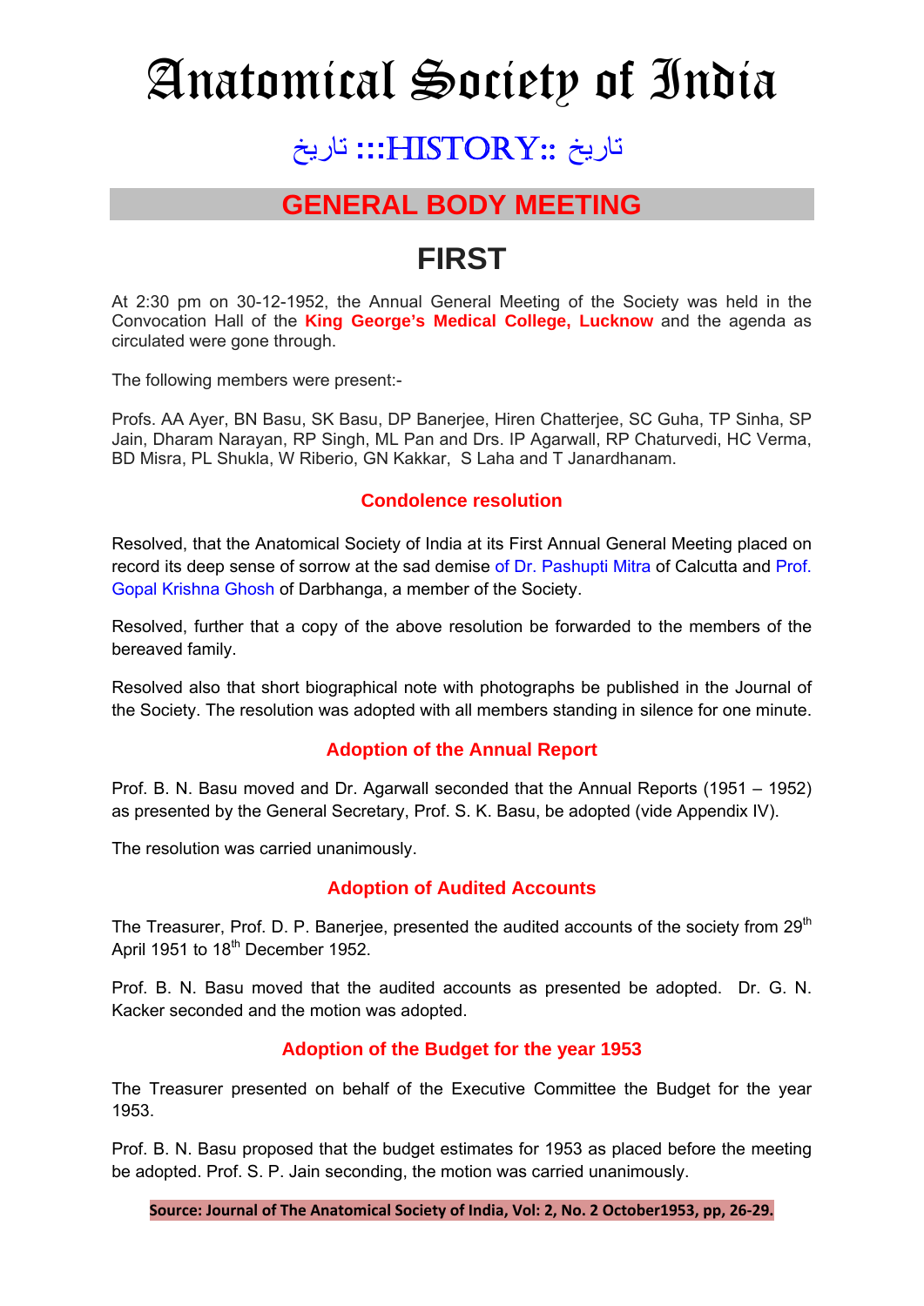# Anatomical Society of India

## تاريخ :::HISTORY:: تاريخ

## GENERAL BODY MEETING

## FIRST

At 2:30 pm on 30-12-1952, the Annual General Meeting of the Society was held in the Convocation Hall of the **King George's Medical College, Lucknow** and the agenda as circulated were gone through.

The following members were present:-

Profs. AA Ayer, BN Basu, SK Basu, DP Banerjee, Hiren Chatterjee, SC Guha, TP Sinha, SP Jain, Dharam Narayan, RP Singh, ML Pan and Drs. IP Agarwall, RP Chaturvedi, HC Verma, BD Misra, PL Shukla, W Riberio, GN Kakkar, S Laha and T Janardhanam.

### Condolence resolution

Resolved, that the Anatomical Society of India at its First Annual General Meeting placed on record its deep sense of sorrow at the sad demise of Dr. Pashupti Mitra of Calcutta and Prof. Gopal Krishna Ghosh of Darbhanga, a member of the Society.

Resolved, further that a copy of the above resolution be forwarded to the members of the bereaved family.

Resolved also that short biographical note with photographs be published in the Journal of the Society. The resolution was adopted with all members standing in silence for one minute.

### Adoption of the Annual Report

Prof. B. N. Basu moved and Dr. Agarwall seconded that the Annual Reports (1951 – 1952) as presented by the General Secretary, Prof. S. K. Basu, be adopted (vide Appendix IV).

The resolution was carried unanimously.

### Adoption of Audited Accounts

The Treasurer, Prof. D. P. Banerjee, presented the audited accounts of the society from 29th April 1951 to 18th December 1952.

Prof. B. N. Basu moved that the audited accounts as presented be adopted. Dr. G. N. Kacker seconded and the motion was adopted.

### Adoption of the Budget for the year 1953

The Treasurer presented on behalf of the Executive Committee the Budget for the year 1953.

Prof. B. N. Basu proposed that the budget estimates for 1953 as placed before the meeting be adopted. Prof. S. P. Jain seconding, the motion was carried unanimously.

**Source: Journal of The Anatomical Society of India, Vol: 2, No. 2 October1953, pp, 26-29.**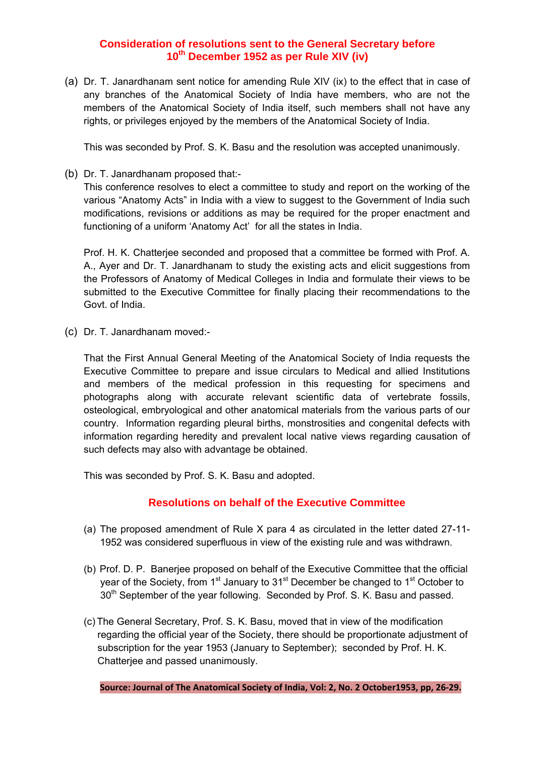## Consideration of resolutions sent to the General Secretary before 10th December 1952 as per Rule XIV (iv)

(a) Dr. T. Janardhanam sent notice for amending Rule XIV (ix) to the effect that in case of any branches of the Anatomical Society of India have members, who are not the members of the Anatomical Society of India itself, such members shall not have any rights, or privileges enjoyed by the members of the Anatomical Society of India.

This was seconded by Prof. S. K. Basu and the resolution was accepted unanimously.

(b) Dr. T. Janardhanam proposed that:-
This conference resolves to elect a committee to study and report on the working of the various "Anatomy Acts" in India with a view to suggest to the Government of India such modifications, revisions or additions as may be required for the proper enactment and functioning of a uniform 'Anatomy Act' for all the states in India.

Prof. H. K. Chatterjee seconded and proposed that a committee be formed with Prof. A. A., Ayer and Dr. T. Janardhanam to study the existing acts and elicit suggestions from the Professors of Anatomy of Medical Colleges in India and formulate their views to be submitted to the Executive Committee for finally placing their recommendations to the Govt. of India.

(c) Dr. T. Janardhanam moved:-

That the First Annual General Meeting of the Anatomical Society of India requests the Executive Committee to prepare and issue circulars to Medical and allied Institutions and members of the medical profession in this requesting for specimens and photographs along with accurate relevant scientific data of vertebrate fossils, osteological, embryological and other anatomical materials from the various parts of our country. Information regarding pleural births, monstrosities and congenital defects with information regarding heredity and prevalent local native views regarding causation of such defects may also with advantage be obtained.

This was seconded by Prof. S. K. Basu and adopted.

## Resolutions on behalf of the Executive Committee

(a) The proposed amendment of Rule X para 4 as circulated in the letter dated 27-11-1952 was considered superfluous in view of the existing rule and was withdrawn.

(b) Prof. D. P. Banerjee proposed on behalf of the Executive Committee that the official year of the Society, from 1st January to 31st December be changed to 1st October to 30th September of the year following. Seconded by Prof. S. K. Basu and passed.

(c) The General Secretary, Prof. S. K. Basu, moved that in view of the modification regarding the official year of the Society, there should be proportionate adjustment of subscription for the year 1953 (January to September); seconded by Prof. H. K. Chatterjee and passed unanimously.

**Source: Journal of The Anatomical Society of India, Vol: 2, No. 2 October1953, pp, 26-29.**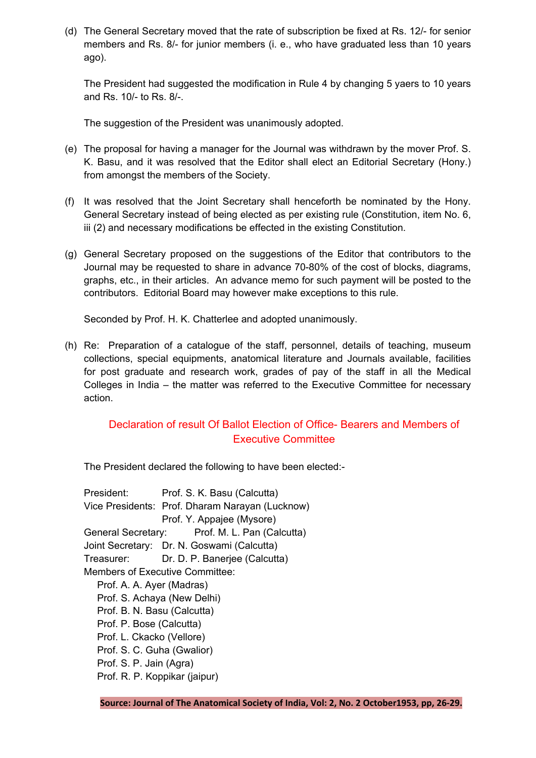(d) The General Secretary moved that the rate of subscription be fixed at Rs. 12/- for senior members and Rs. 8/- for junior members (i. e., who have graduated less than 10 years ago).

The President had suggested the modification in Rule 4 by changing 5 yaers to 10 years and Rs. 10/- to Rs. 8/-.

The suggestion of the President was unanimously adopted.

(e) The proposal for having a manager for the Journal was withdrawn by the mover Prof. S. K. Basu, and it was resolved that the Editor shall elect an Editorial Secretary (Hony.) from amongst the members of the Society.

(f) It was resolved that the Joint Secretary shall henceforth be nominated by the Hony. General Secretary instead of being elected as per existing rule (Constitution, item No. 6, iii (2) and necessary modifications be effected in the existing Constitution.

(g) General Secretary proposed on the suggestions of the Editor that contributors to the Journal may be requested to share in advance 70-80% of the cost of blocks, diagrams, graphs, etc., in their articles. An advance memo for such payment will be posted to the contributors. Editorial Board may however make exceptions to this rule.

Seconded by Prof. H. K. Chatterlee and adopted unanimously.

(h) Re: Preparation of a catalogue of the staff, personnel, details of teaching, museum collections, special equipments, anatomical literature and Journals available, facilities for post graduate and research work, grades of pay of the staff in all the Medical Colleges in India – the matter was referred to the Executive Committee for necessary action.

## Declaration of result Of Ballot Election of Office- Bearers and Members of Executive Committee

The President declared the following to have been elected:-

President: Prof. S. K. Basu (Calcutta)
Vice Presidents: Prof. Dharam Narayan (Lucknow)
Prof. Y. Appajee (Mysore)
General Secretary: Prof. M. L. Pan (Calcutta)
Joint Secretary: Dr. N. Goswami (Calcutta)
Treasurer: Dr. D. P. Banerjee (Calcutta)
Members of Executive Committee:

- Prof. A. A. Ayer (Madras)
- Prof. S. Achaya (New Delhi)
- Prof. B. N. Basu (Calcutta)
- Prof. P. Bose (Calcutta)
- Prof. L. Ckacko (Vellore)
- Prof. S. C. Guha (Gwalior)
- Prof. S. P. Jain (Agra)
- Prof. R. P. Koppikar (jaipur)

**Source: Journal of The Anatomical Society of India, Vol: 2, No. 2 October1953, pp, 26-29.**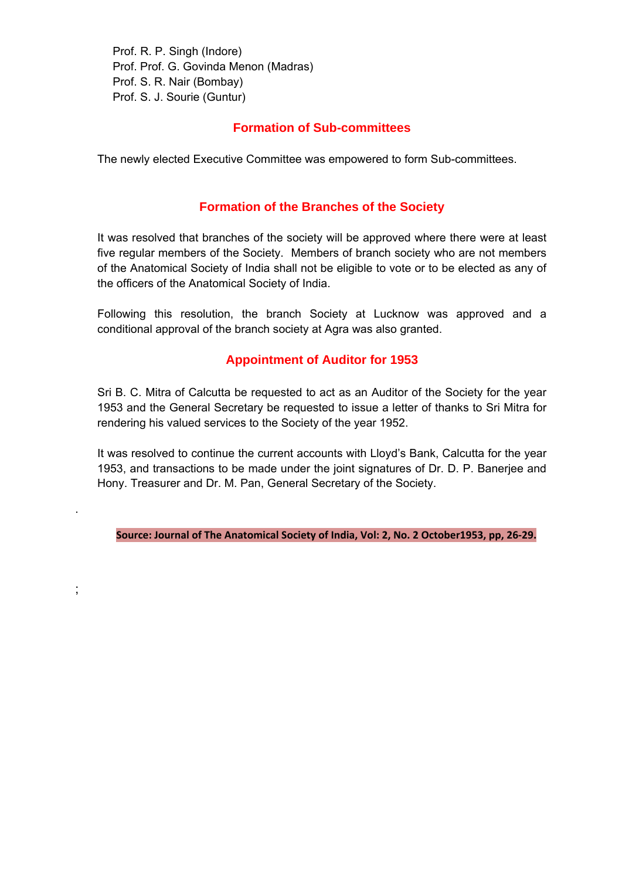Prof. R. P. Singh (Indore)
Prof. Prof. G. Govinda Menon (Madras)
Prof. S. R. Nair (Bombay)
Prof. S. J. Sourie (Guntur)

## Formation of Sub-committees

The newly elected Executive Committee was empowered to form Sub-committees.

## Formation of the Branches of the Society

It was resolved that branches of the society will be approved where there were at least five regular members of the Society. Members of branch society who are not members of the Anatomical Society of India shall not be eligible to vote or to be elected as any of the officers of the Anatomical Society of India.

Following this resolution, the branch Society at Lucknow was approved and a conditional approval of the branch society at Agra was also granted.

## Appointment of Auditor for 1953

Sri B. C. Mitra of Calcutta be requested to act as an Auditor of the Society for the year 1953 and the General Secretary be requested to issue a letter of thanks to Sri Mitra for rendering his valued services to the Society of the year 1952.

It was resolved to continue the current accounts with Lloyd's Bank, Calcutta for the year 1953, and transactions to be made under the joint signatures of Dr. D. P. Banerjee and Hony. Treasurer and Dr. M. Pan, General Secretary of the Society.

.

**Source: Journal of The Anatomical Society of India, Vol: 2, No. 2 October1953, pp, 26-29.**

;